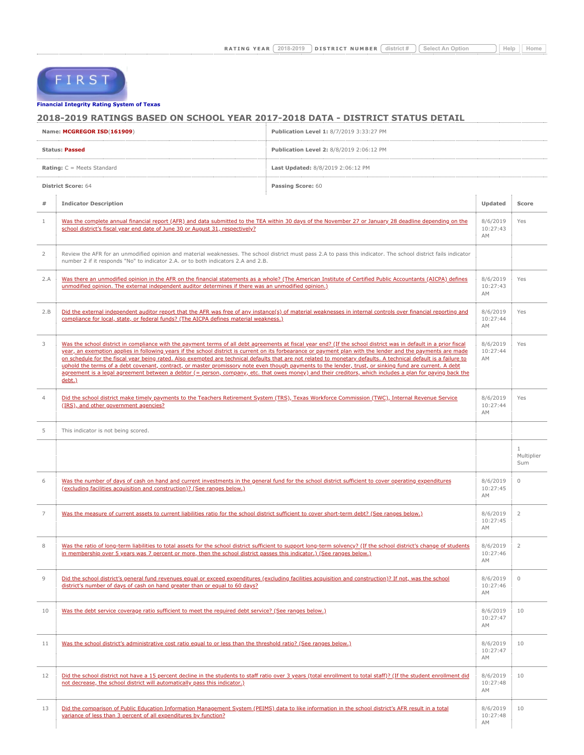RATING YEAR 2018-2019 DISTRICT NUMBER district # Select An Option Help Home

FIRST

**Financial Integrity Rating System of Texas**

## 2018-2019 RATINGS BASED ON SCHOOL YEAR 2017-2018 DATA - DISTRICT STATUS DETAIL

| | |
|---|---|
| **Name: MCGREGOR ISD**(**161909**) | **Publication Level 1:** 8/7/2019 3:33:27 PM |
| **Status: Passed** | **Publication Level 2:** 8/8/2019 2:06:12 PM |
| **Rating:** C = Meets Standard | **Last Updated:** 8/8/2019 2:06:12 PM |
| **District Score:** 64 | **Passing Score:** 60 |

| # | Indicator Description | Updated | Score |
|---|---|---|---|
| 1 | Was the complete annual financial report (AFR) and data submitted to the TEA within 30 days of the November 27 or January 28 deadline depending on the school district's fiscal year end date of June 30 or August 31, respectively? | 8/6/2019 10:27:43 AM | Yes |
| 2 | Review the AFR for an unmodified opinion and material weaknesses. The school district must pass 2.A to pass this indicator. The school district fails indicator number 2 if it responds "No" to indicator 2.A. or to both indicators 2.A and 2.B. | | |
| 2.A | Was there an unmodified opinion in the AFR on the financial statements as a whole? (The American Institute of Certified Public Accountants (AICPA) defines unmodified opinion. The external independent auditor determines if there was an unmodified opinion.) | 8/6/2019 10:27:43 AM | Yes |
| 2.B | Did the external independent auditor report that the AFR was free of any instance(s) of material weaknesses in internal controls over financial reporting and compliance for local, state, or federal funds? (The AICPA defines material weakness.) | 8/6/2019 10:27:44 AM | Yes |
| 3 | Was the school district in compliance with the payment terms of all debt agreements at fiscal year end? (If the school district was in default in a prior fiscal year, an exemption applies in following years if the school district is current on its forbearance or payment plan with the lender and the payments are made on schedule for the fiscal year being rated. Also exempted are technical defaults that are not related to monetary defaults. A technical default is a failure to uphold the terms of a debt covenant, contract, or master promissory note even though payments to the lender, trust, or sinking fund are current. A debt agreement is a legal agreement between a debtor (= person, company, etc. that owes money) and their creditors, which includes a plan for paying back the debt.) | 8/6/2019 10:27:44 AM | Yes |
| 4 | Did the school district make timely payments to the Teachers Retirement System (TRS), Texas Workforce Commission (TWC), Internal Revenue Service (IRS), and other government agencies? | 8/6/2019 10:27:44 AM | Yes |
| 5 | This indicator is not being scored. | | |
| | | | 1 Multiplier Sum |
| 6 | Was the number of days of cash on hand and current investments in the general fund for the school district sufficient to cover operating expenditures (excluding facilities acquisition and construction)? (See ranges below.) | 8/6/2019 10:27:45 AM | 0 |
| 7 | Was the measure of current assets to current liabilities ratio for the school district sufficient to cover short-term debt? (See ranges below.) | 8/6/2019 10:27:45 AM | 2 |
| 8 | Was the ratio of long-term liabilities to total assets for the school district sufficient to support long-term solvency? (If the school district's change of students in membership over 5 years was 7 percent or more, then the school district passes this indicator.) (See ranges below.) | 8/6/2019 10:27:46 AM | 2 |
| 9 | Did the school district's general fund revenues equal or exceed expenditures (excluding facilities acquisition and construction)? If not, was the school district's number of days of cash on hand greater than or equal to 60 days? | 8/6/2019 10:27:46 AM | 0 |
| 10 | Was the debt service coverage ratio sufficient to meet the required debt service? (See ranges below.) | 8/6/2019 10:27:47 AM | 10 |
| 11 | Was the school district's administrative cost ratio equal to or less than the threshold ratio? (See ranges below.) | 8/6/2019 10:27:47 AM | 10 |
| 12 | Did the school district not have a 15 percent decline in the students to staff ratio over 3 years (total enrollment to total staff)? (If the student enrollment did not decrease, the school district will automatically pass this indicator.) | 8/6/2019 10:27:48 AM | 10 |
| 13 | Did the comparison of Public Education Information Management System (PEIMS) data to like information in the school district's AFR result in a total variance of less than 3 percent of all expenditures by function? | 8/6/2019 10:27:48 AM | 10 |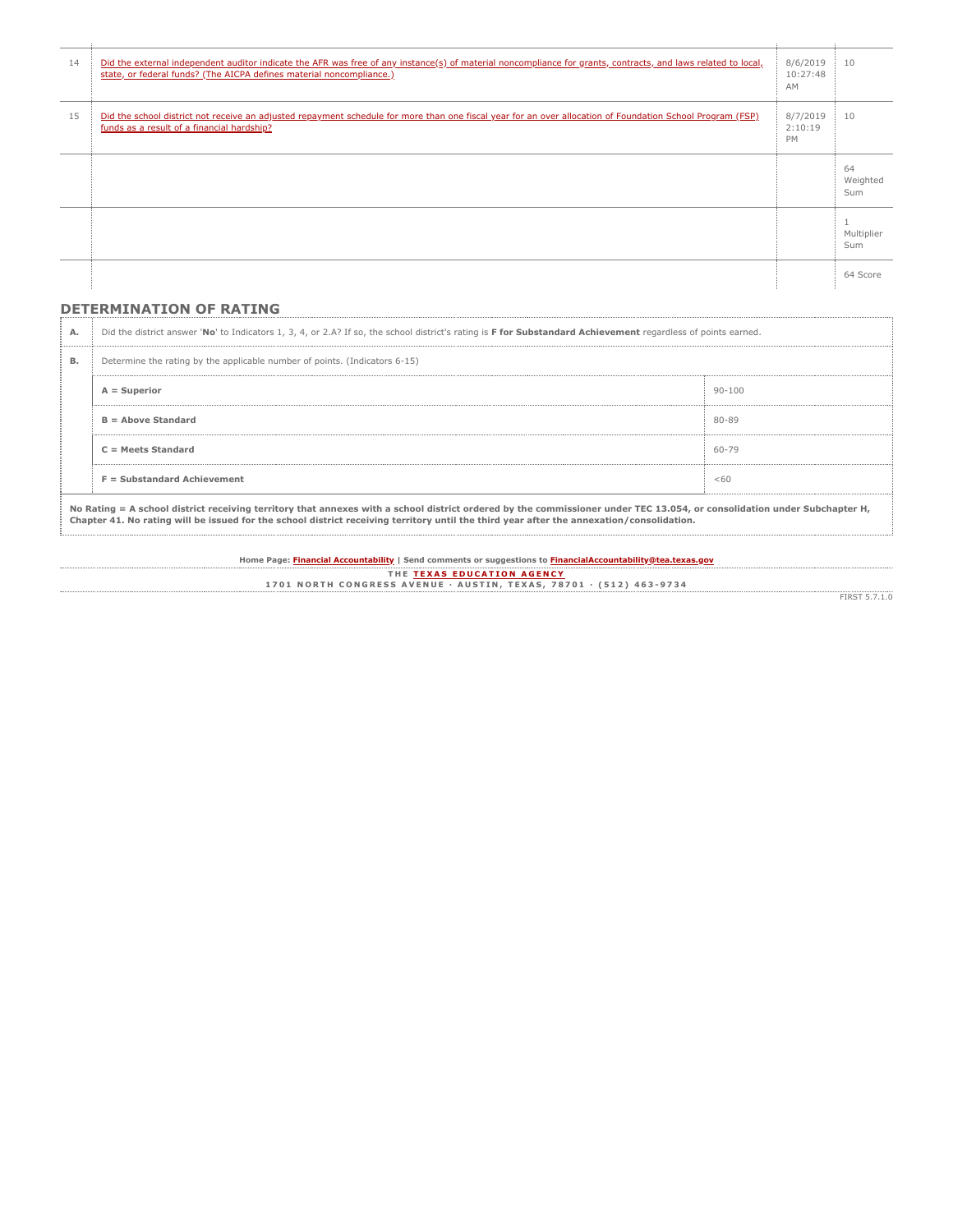| | | | |
|---|---|---|---|
| 14 | Did the external independent auditor indicate the AFR was free of any instance(s) of material noncompliance for grants, contracts, and laws related to local, state, or federal funds? (The AICPA defines material noncompliance.) | 8/6/2019 10:27:48 AM | 10 |
| 15 | Did the school district not receive an adjusted repayment schedule for more than one fiscal year for an over allocation of Foundation School Program (FSP) funds as a result of a financial hardship? | 8/7/2019 2:10:19 PM | 10 |
| | | | 64 Weighted Sum |
| | | | 1 Multiplier Sum |
| | | | 64 Score |

## DETERMINATION OF RATING

| | | |
|---|---|---|
| **A.** | Did the district answer '**No**' to Indicators 1, 3, 4, or 2.A? If so, the school district's rating is **F for Substandard Achievement** regardless of points earned. | |
| **B.** | Determine the rating by the applicable number of points. (Indicators 6-15) | |
| | **A = Superior** | 90-100 |
| | **B = Above Standard** | 80-89 |
| | **C = Meets Standard** | 60-79 |
| | **F = Substandard Achievement** | <60 |

**No Rating = A school district receiving territory that annexes with a school district ordered by the commissioner under TEC 13.054, or consolidation under Subchapter H, Chapter 41. No rating will be issued for the school district receiving territory until the third year after the annexation/consolidation.**

**Home Page: Financial Accountability | Send comments or suggestions to FinancialAccountability@tea.texas.gov**

**THE TEXAS EDUCATION AGENCY**
**1701 NORTH CONGRESS AVENUE · AUSTIN, TEXAS, 78701 · (512) 463-9734**

FIRST 5.7.1.0